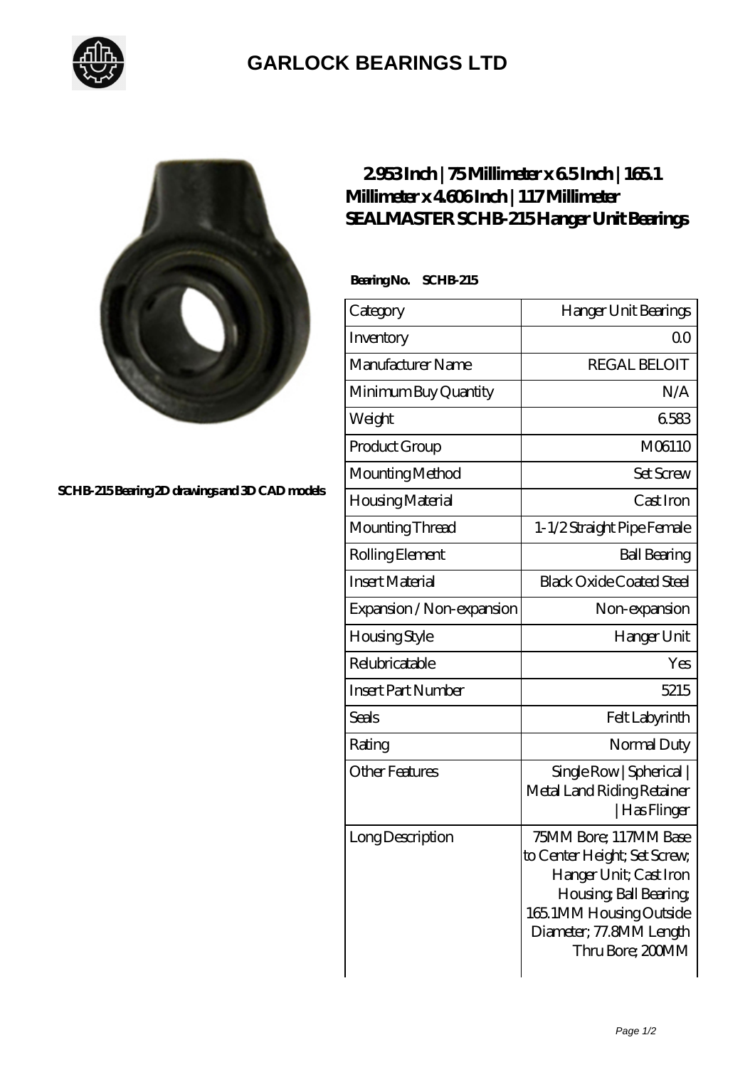# GARLOCK BEARINGS LTD

SCHB-215 Bearing 2D drawings and 3D CAD models

## 2.953 Inch | 75 Millimeter x 6.5 Inch | 165.1 Millimeter x 4.606 Inch | 117 Millimeter SEALMASTER SCHB-215 Hanger Unit Bearings

**Bearing No. SCHB-215**

| Category | Hanger Unit Bearings |
| --- | --- |
| Inventory | 0.0 |
| Manufacturer Name | REGAL BELOIT |
| Minimum Buy Quantity | N/A |
| Weight | 6.583 |
| Product Group | M06110 |
| Mounting Method | Set Screw |
| Housing Material | Cast Iron |
| Mounting Thread | 1-1/2 Straight Pipe Female |
| Rolling Element | Ball Bearing |
| Insert Material | Black Oxide Coated Steel |
| Expansion / Non-expansion | Non-expansion |
| Housing Style | Hanger Unit |
| Relubricatable | Yes |
| Insert Part Number | 5215 |
| Seals | Felt Labyrinth |
| Rating | Normal Duty |
| Other Features | Single Row \| Spherical \| Metal Land Riding Retainer \| Has Flinger |
| Long Description | 75MM Bore; 117MM Base to Center Height; Set Screw; Hanger Unit; Cast Iron Housing; Ball Bearing; 165.1MM Housing Outside Diameter; 77.8MM Length Thru Bore; 200MM |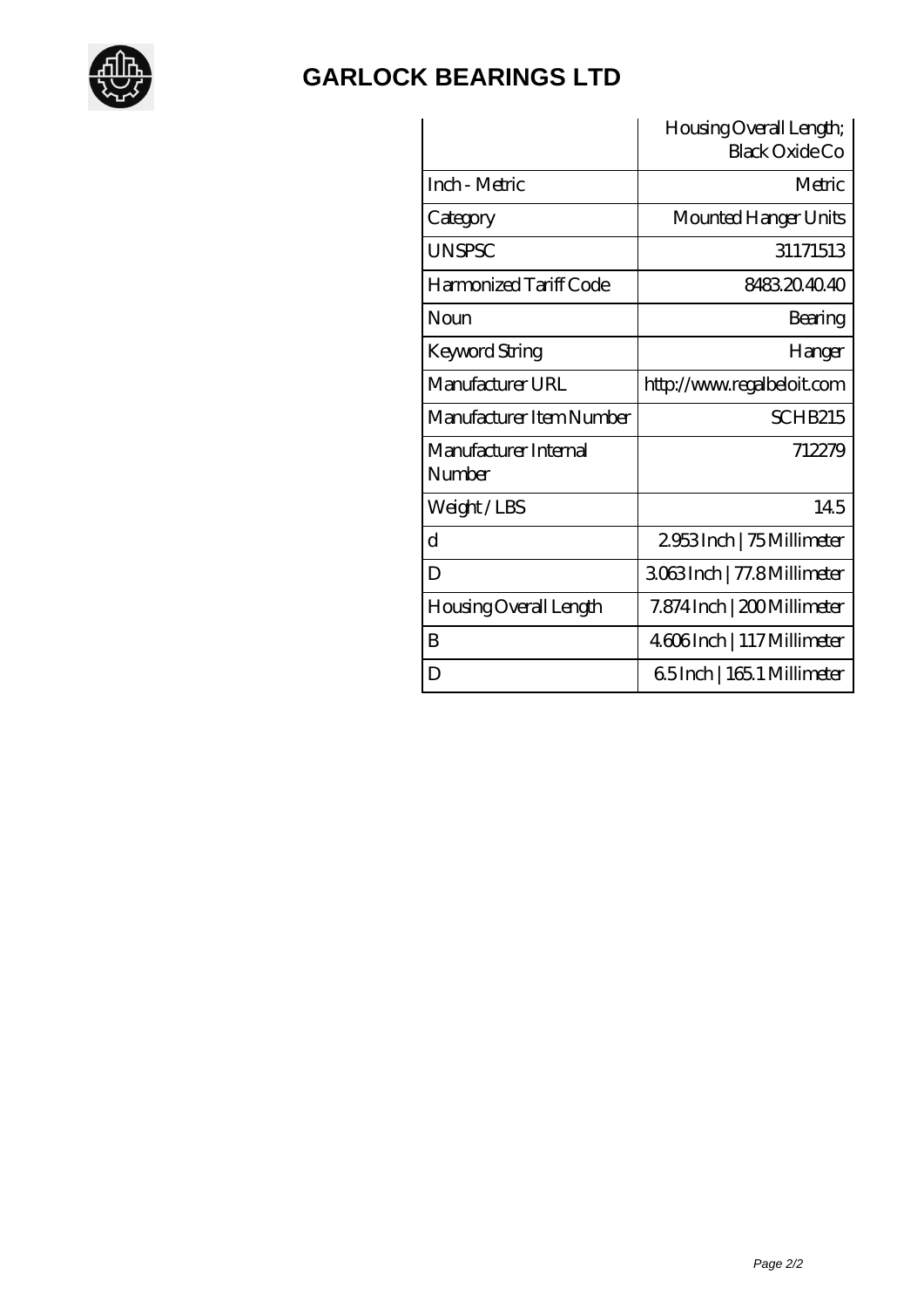# GARLOCK BEARINGS LTD

| | |
|---|---|
| | Housing Overall Length; Black Oxide Co |
| Inch - Metric | Metric |
| Category | Mounted Hanger Units |
| UNSPSC | 31171513 |
| Harmonized Tariff Code | 8483.20.40.40 |
| Noun | Bearing |
| Keyword String | Hanger |
| Manufacturer URL | http://www.regalbeloit.com |
| Manufacturer Item Number | SCHB215 |
| Manufacturer Internal Number | 712279 |
| Weight / LBS | 14.5 |
| d | 2.953 Inch \| 75 Millimeter |
| D | 3.063 Inch \| 77.8 Millimeter |
| Housing Overall Length | 7.874 Inch \| 200 Millimeter |
| B | 4.606 Inch \| 117 Millimeter |
| D | 6.5 Inch \| 165.1 Millimeter |